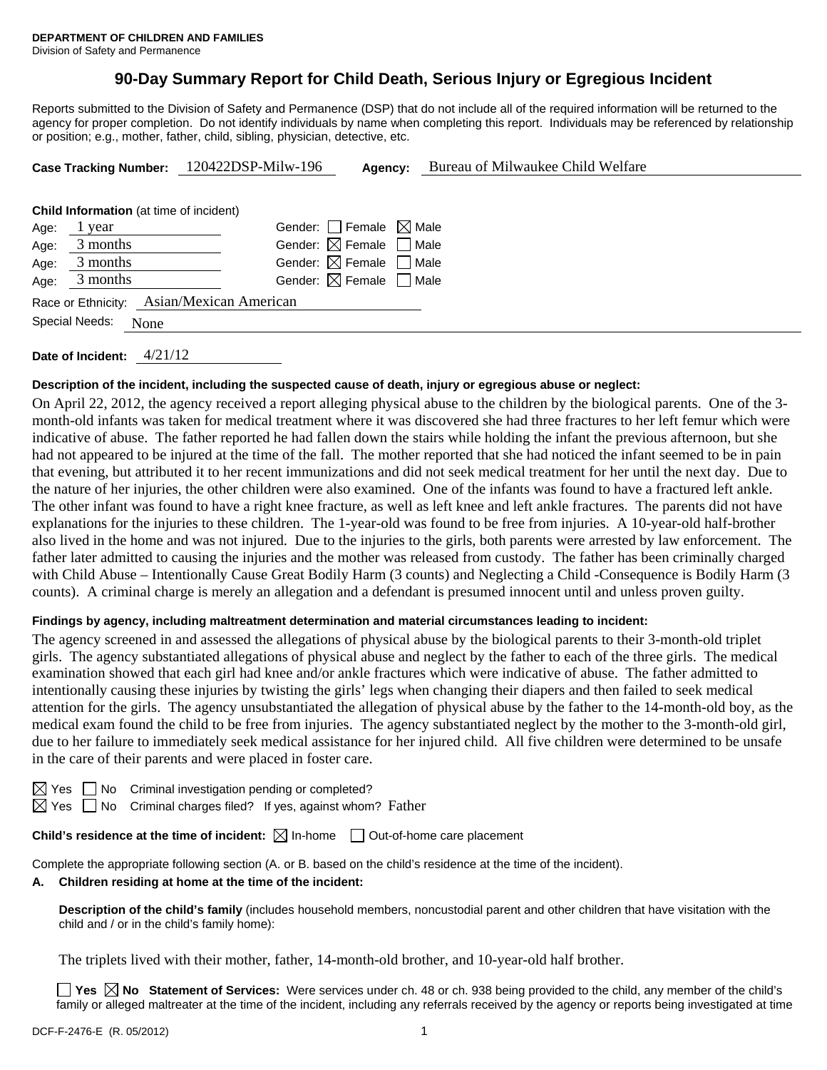**DEPARTMENT OF CHILDREN AND FAMILIES**
Division of Safety and Permanence

# 90-Day Summary Report for Child Death, Serious Injury or Egregious Incident

Reports submitted to the Division of Safety and Permanence (DSP) that do not include all of the required information will be returned to the agency for proper completion. Do not identify individuals by name when completing this report. Individuals may be referenced by relationship or position; e.g., mother, father, child, sibling, physician, detective, etc.

**Case Tracking Number:** 120422DSP-Milw-196 **Agency:** Bureau of Milwaukee Child Welfare

**Child Information** (at time of incident)

Age: 1 year Gender: ☐ Female ☒ Male
Age: 3 months Gender: ☒ Female ☐ Male
Age: 3 months Gender: ☒ Female ☐ Male
Age: 3 months Gender: ☒ Female ☐ Male

Race or Ethnicity: Asian/Mexican American

Special Needs: None

**Date of Incident:** 4/21/12

**Description of the incident, including the suspected cause of death, injury or egregious abuse or neglect:**

On April 22, 2012, the agency received a report alleging physical abuse to the children by the biological parents. One of the 3-month-old infants was taken for medical treatment where it was discovered she had three fractures to her left femur which were indicative of abuse. The father reported he had fallen down the stairs while holding the infant the previous afternoon, but she had not appeared to be injured at the time of the fall. The mother reported that she had noticed the infant seemed to be in pain that evening, but attributed it to her recent immunizations and did not seek medical treatment for her until the next day. Due to the nature of her injuries, the other children were also examined. One of the infants was found to have a fractured left ankle. The other infant was found to have a right knee fracture, as well as left knee and left ankle fractures. The parents did not have explanations for the injuries to these children. The 1-year-old was found to be free from injuries. A 10-year-old half-brother also lived in the home and was not injured. Due to the injuries to the girls, both parents were arrested by law enforcement. The father later admitted to causing the injuries and the mother was released from custody. The father has been criminally charged with Child Abuse – Intentionally Cause Great Bodily Harm (3 counts) and Neglecting a Child -Consequence is Bodily Harm (3 counts). A criminal charge is merely an allegation and a defendant is presumed innocent until and unless proven guilty.

**Findings by agency, including maltreatment determination and material circumstances leading to incident:**

The agency screened in and assessed the allegations of physical abuse by the biological parents to their 3-month-old triplet girls. The agency substantiated allegations of physical abuse and neglect by the father to each of the three girls. The medical examination showed that each girl had knee and/or ankle fractures which were indicative of abuse. The father admitted to intentionally causing these injuries by twisting the girls' legs when changing their diapers and then failed to seek medical attention for the girls. The agency unsubstantiated the allegation of physical abuse by the father to the 14-month-old boy, as the medical exam found the child to be free from injuries. The agency substantiated neglect by the mother to the 3-month-old girl, due to her failure to immediately seek medical assistance for her injured child. All five children were determined to be unsafe in the care of their parents and were placed in foster care.

☒ Yes ☐ No Criminal investigation pending or completed?

☒ Yes ☐ No Criminal charges filed? If yes, against whom? Father

**Child's residence at the time of incident:** ☒ In-home ☐ Out-of-home care placement

Complete the appropriate following section (A. or B. based on the child's residence at the time of the incident).

**A. Children residing at home at the time of the incident:**

**Description of the child's family** (includes household members, noncustodial parent and other children that have visitation with the child and / or in the child's family home):

The triplets lived with their mother, father, 14-month-old brother, and 10-year-old half brother.

☐ **Yes** ☒ **No Statement of Services:** Were services under ch. 48 or ch. 938 being provided to the child, any member of the child's family or alleged maltreater at the time of the incident, including any referrals received by the agency or reports being investigated at time

DCF-F-2476-E (R. 05/2012)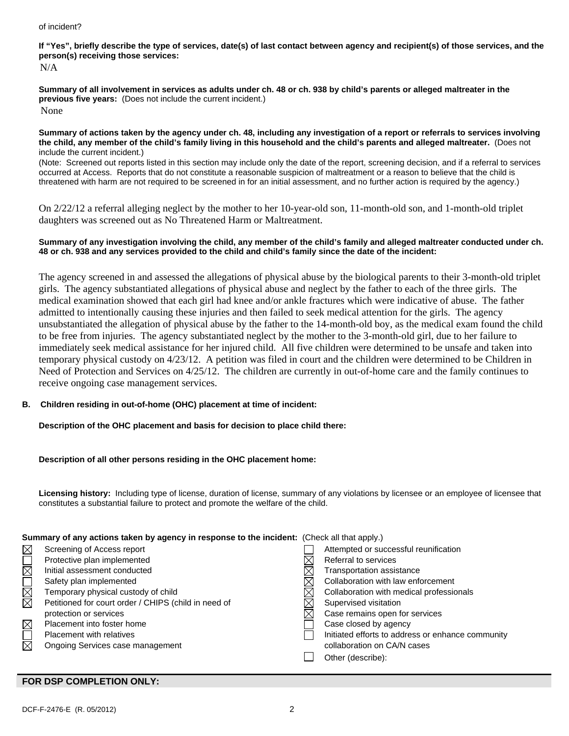of incident?

**If "Yes", briefly describe the type of services, date(s) of last contact between agency and recipient(s) of those services, and the person(s) receiving those services:**

N/A

**Summary of all involvement in services as adults under ch. 48 or ch. 938 by child's parents or alleged maltreater in the previous five years:** (Does not include the current incident.)

None

**Summary of actions taken by the agency under ch. 48, including any investigation of a report or referrals to services involving the child, any member of the child's family living in this household and the child's parents and alleged maltreater.** (Does not include the current incident.)

(Note: Screened out reports listed in this section may include only the date of the report, screening decision, and if a referral to services occurred at Access. Reports that do not constitute a reasonable suspicion of maltreatment or a reason to believe that the child is threatened with harm are not required to be screened in for an initial assessment, and no further action is required by the agency.)

On 2/22/12 a referral alleging neglect by the mother to her 10-year-old son, 11-month-old son, and 1-month-old triplet daughters was screened out as No Threatened Harm or Maltreatment.

**Summary of any investigation involving the child, any member of the child's family and alleged maltreater conducted under ch. 48 or ch. 938 and any services provided to the child and child's family since the date of the incident:**

The agency screened in and assessed the allegations of physical abuse by the biological parents to their 3-month-old triplet girls. The agency substantiated allegations of physical abuse and neglect by the father to each of the three girls. The medical examination showed that each girl had knee and/or ankle fractures which were indicative of abuse. The father admitted to intentionally causing these injuries and then failed to seek medical attention for the girls. The agency unsubstantiated the allegation of physical abuse by the father to the 14-month-old boy, as the medical exam found the child to be free from injuries. The agency substantiated neglect by the mother to the 3-month-old girl, due to her failure to immediately seek medical assistance for her injured child. All five children were determined to be unsafe and taken into temporary physical custody on 4/23/12. A petition was filed in court and the children were determined to be Children in Need of Protection and Services on 4/25/12. The children are currently in out-of-home care and the family continues to receive ongoing case management services.

**B. Children residing in out-of-home (OHC) placement at time of incident:**

**Description of the OHC placement and basis for decision to place child there:**

**Description of all other persons residing in the OHC placement home:**

**Licensing history:** Including type of license, duration of license, summary of any violations by licensee or an employee of licensee that constitutes a substantial failure to protect and promote the welfare of the child.

**Summary of any actions taken by agency in response to the incident:** (Check all that apply.)

- [x] Screening of Access report
- [ ] Protective plan implemented
- [x] Initial assessment conducted
- [ ] Safety plan implemented
- [x] Temporary physical custody of child
- [x] Petitioned for court order / CHIPS (child in need of protection or services
- [x] Placement into foster home
- [ ] Placement with relatives
- [x] Ongoing Services case management
- [ ] Attempted or successful reunification
- [x] Referral to services
- [x] Transportation assistance
- [x] Collaboration with law enforcement
- [x] Collaboration with medical professionals
- [x] Supervised visitation
- [x] Case remains open for services
- [ ] Case closed by agency
- [ ] Initiated efforts to address or enhance community collaboration on CA/N cases
- [ ] Other (describe):

**FOR DSP COMPLETION ONLY:**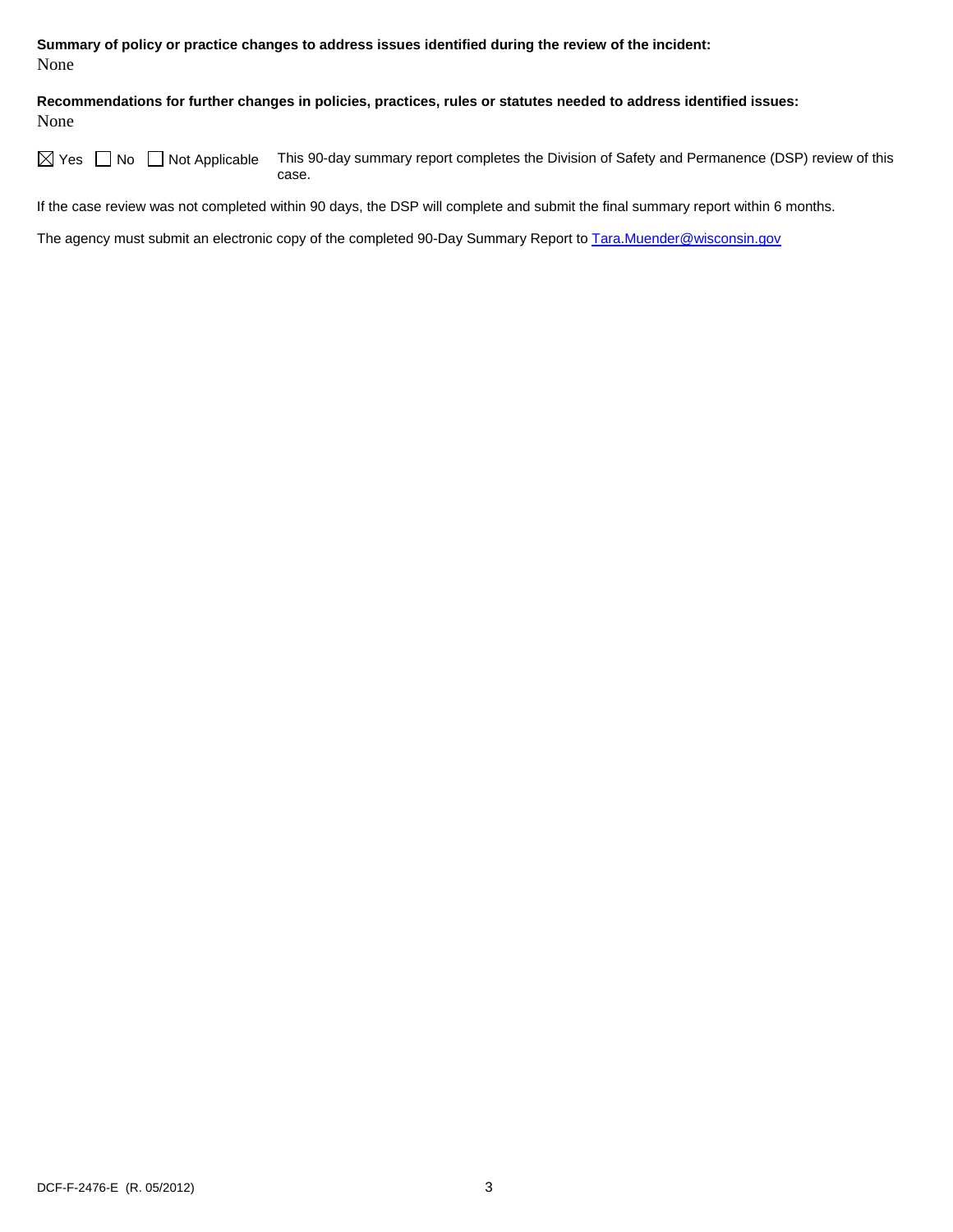**Summary of policy or practice changes to address issues identified during the review of the incident:**

None

**Recommendations for further changes in policies, practices, rules or statutes needed to address identified issues:**

None

☒ Yes ☐ No ☐ Not Applicable This 90-day summary report completes the Division of Safety and Permanence (DSP) review of this case.

If the case review was not completed within 90 days, the DSP will complete and submit the final summary report within 6 months.

The agency must submit an electronic copy of the completed 90-Day Summary Report to Tara.Muender@wisconsin.gov

DCF-F-2476-E (R. 05/2012)